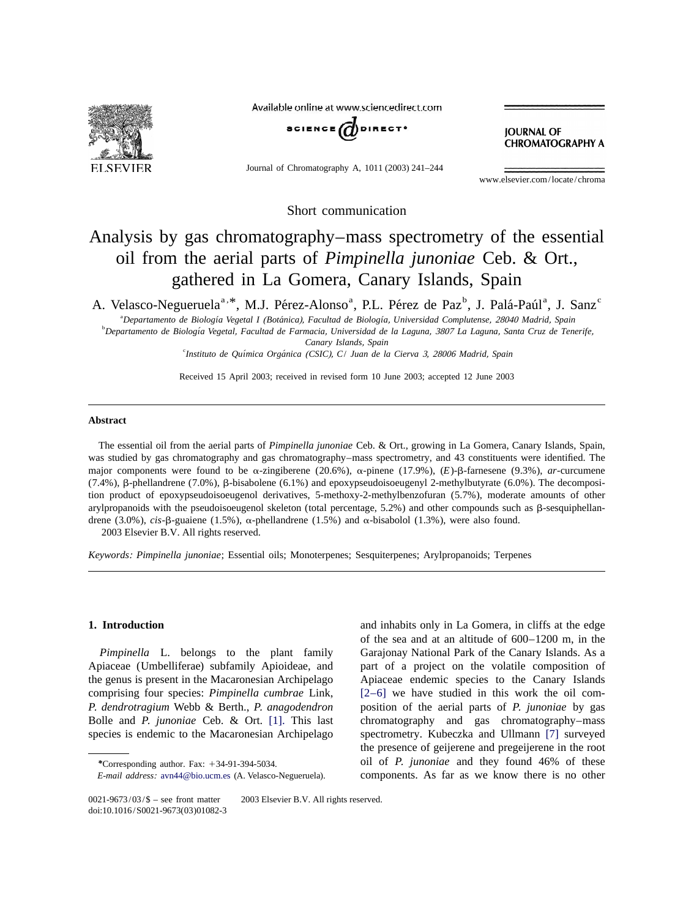Short communication

# Analysis by gas chromatography–mass spectrometry of the essential oil from the aerial parts of *Pimpinella junoniae* Ceb. & Ort., gathered in La Gomera, Canary Islands, Spain

A. Velasco-Negueruela[a,*], M.J. Pérez-Alonso[a], P.L. Pérez de Paz[b], J. Palá-Paúl[a], J. Sanz[c]

[a]*Departamento de Biología Vegetal I (Botánica), Facultad de Biología, Universidad Complutense, 28040 Madrid, Spain*

[b]*Departamento de Biología Vegetal, Facultad de Farmacia, Universidad de la Laguna, 3807 La Laguna, Santa Cruz de Tenerife, Canary Islands, Spain*

[c]*Instituto de Química Orgánica (CSIC), C/ Juan de la Cierva 3, 28006 Madrid, Spain*

Received 15 April 2003; received in revised form 10 June 2003; accepted 12 June 2003

## Abstract

The essential oil from the aerial parts of *Pimpinella junoniae* Ceb. & Ort., growing in La Gomera, Canary Islands, Spain, was studied by gas chromatography and gas chromatography–mass spectrometry, and 43 constituents were identified. The major components were found to be α-zingiberene (20.6%), α-pinene (17.9%), (*E*)-β-farnesene (9.3%), *ar*-curcumene (7.4%), β-phellandrene (7.0%), β-bisabolene (6.1%) and epoxypseudoisoeugenyl 2-methylbutyrate (6.0%). The decomposition product of epoxypseudoisoeugenol derivatives, 5-methoxy-2-methylbenzofuran (5.7%), moderate amounts of other arylpropanoids with the pseudoisoeugenol skeleton (total percentage, 5.2%) and other compounds such as β-sesquiphellandrene (3.0%), *cis*-β-guaiene (1.5%), α-phellandrene (1.5%) and α-bisabolol (1.3%), were also found.

2003 Elsevier B.V. All rights reserved.

*Keywords:* *Pimpinella junoniae*; Essential oils; Monoterpenes; Sesquiterpenes; Arylpropanoids; Terpenes

## 1. Introduction

*Pimpinella* L. belongs to the plant family Apiaceae (Umbelliferae) subfamily Apioideae, and the genus is present in the Macaronesian Archipelago comprising four species: *Pimpinella cumbrae* Link, *P. dendrotragium* Webb & Berth., *P. anagodendron* Bolle and *P. junoniae* Ceb. & Ort. [1]. This last species is endemic to the Macaronesian Archipelago and inhabits only in La Gomera, in cliffs at the edge of the sea and at an altitude of 600–1200 m, in the Garajonay National Park of the Canary Islands. As a part of a project on the volatile composition of Apiaceae endemic species to the Canary Islands [2–6] we have studied in this work the oil composition of the aerial parts of *P. junoniae* by gas chromatography and gas chromatography–mass spectrometry. Kubeczka and Ullmann [7] surveyed the presence of geijerene and pregeijerene in the root oil of *P. junoniae* and they found 46% of these components. As far as we know there is no other

*Corresponding author. Fax: +34-91-394-5034.
*E-mail address:* avn44@bio.ucm.es (A. Velasco-Negueruela).

0021-9673/03/$ – see front matter 2003 Elsevier B.V. All rights reserved.
doi:10.1016/S0021-9673(03)01082-3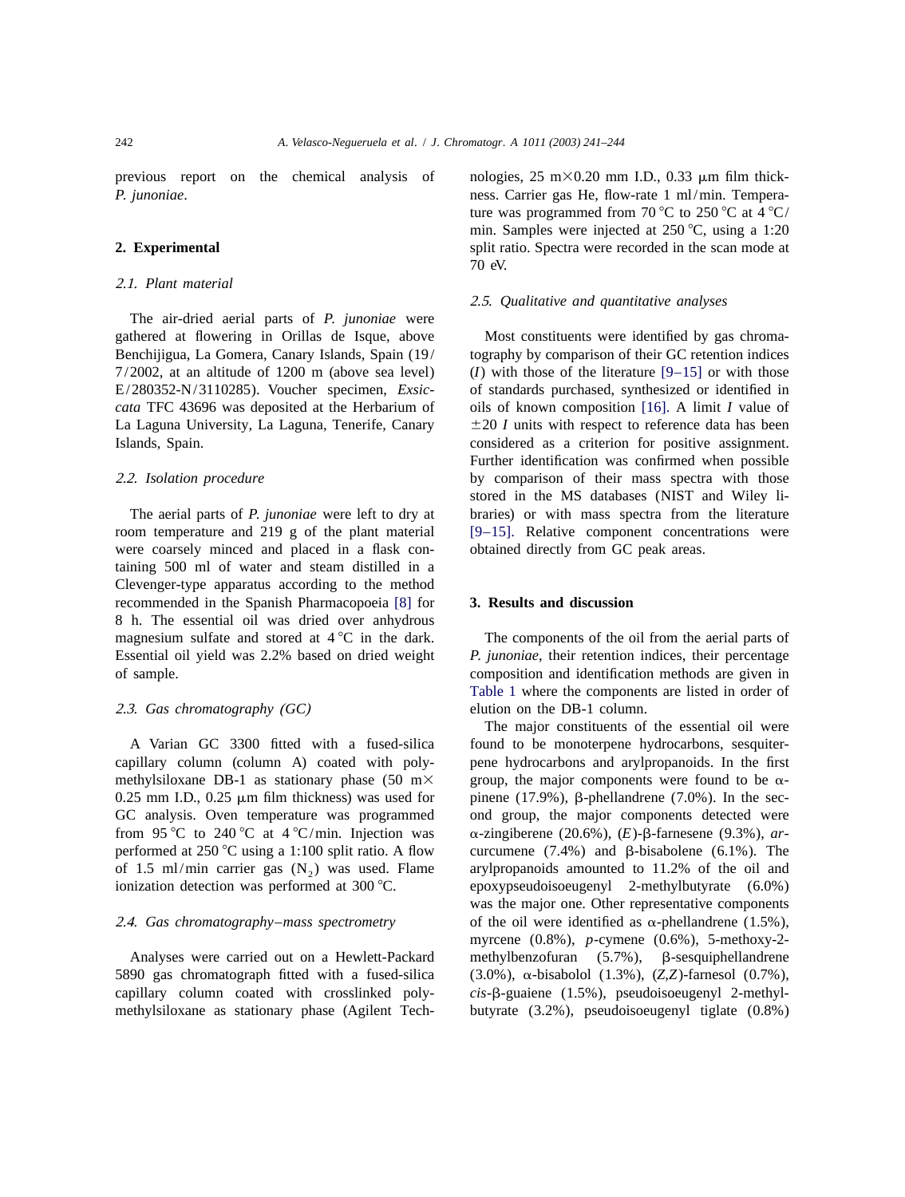previous report on the chemical analysis of *P. junoniae*.

## 2. Experimental

### 2.1. Plant material

The air-dried aerial parts of *P. junoniae* were gathered at flowering in Orillas de Isque, above Benchijigua, La Gomera, Canary Islands, Spain (19/7/2002, at an altitude of 1200 m (above sea level) E/280352-N/3110285). Voucher specimen, *Exsiccata* TFC 43696 was deposited at the Herbarium of La Laguna University, La Laguna, Tenerife, Canary Islands, Spain.

### 2.2. Isolation procedure

The aerial parts of *P. junoniae* were left to dry at room temperature and 219 g of the plant material were coarsely minced and placed in a flask containing 500 ml of water and steam distilled in a Clevenger-type apparatus according to the method recommended in the Spanish Pharmacopoeia [8] for 8 h. The essential oil was dried over anhydrous magnesium sulfate and stored at 4 °C in the dark. Essential oil yield was 2.2% based on dried weight of sample.

### 2.3. Gas chromatography (GC)

A Varian GC 3300 fitted with a fused-silica capillary column (column A) coated with polymethylsiloxane DB-1 as stationary phase (50 m× 0.25 mm I.D., 0.25 μm film thickness) was used for GC analysis. Oven temperature was programmed from 95 °C to 240 °C at 4 °C/min. Injection was performed at 250 °C using a 1:100 split ratio. A flow of 1.5 ml/min carrier gas ($N_2$) was used. Flame ionization detection was performed at 300 °C.

### 2.4. Gas chromatography–mass spectrometry

Analyses were carried out on a Hewlett-Packard 5890 gas chromatograph fitted with a fused-silica capillary column coated with crosslinked polymethylsiloxane as stationary phase (Agilent Technologies, 25 m×0.20 mm I.D., 0.33 μm film thickness. Carrier gas He, flow-rate 1 ml/min. Temperature was programmed from 70 °C to 250 °C at 4 °C/min. Samples were injected at 250 °C, using a 1:20 split ratio. Spectra were recorded in the scan mode at 70 eV.

### 2.5. Qualitative and quantitative analyses

Most constituents were identified by gas chromatography by comparison of their GC retention indices ($I$) with those of the literature [9–15] or with those of standards purchased, synthesized or identified in oils of known composition [16]. A limit $I$ value of $\pm 20$ $I$ units with respect to reference data has been considered as a criterion for positive assignment. Further identification was confirmed when possible by comparison of their mass spectra with those stored in the MS databases (NIST and Wiley libraries) or with mass spectra from the literature [9–15]. Relative component concentrations were obtained directly from GC peak areas.

## 3. Results and discussion

The components of the oil from the aerial parts of *P. junoniae*, their retention indices, their percentage composition and identification methods are given in Table 1 where the components are listed in order of elution on the DB-1 column.

The major constituents of the essential oil were found to be monoterpene hydrocarbons, sesquiterpene hydrocarbons and arylpropanoids. In the first group, the major components were found to be α-pinene (17.9%), β-phellandrene (7.0%). In the second group, the major components detected were α-zingiberene (20.6%), (*E*)-β-farnesene (9.3%), *ar*-curcumene (7.4%) and β-bisabolene (6.1%). The arylpropanoids amounted to 11.2% of the oil and epoxypseudoisoeugenyl 2-methylbutyrate (6.0%) was the major one. Other representative components of the oil were identified as α-phellandrene (1.5%), myrcene (0.8%), *p*-cymene (0.6%), 5-methoxy-2-methylbenzofuran (5.7%), β-sesquiphellandrene (3.0%), α-bisabolol (1.3%), (*Z,Z*)-farnesol (0.7%), *cis*-β-guaiene (1.5%), pseudoisoeugenyl 2-methylbutyrate (3.2%), pseudoisoeugenyl tiglate (0.8%)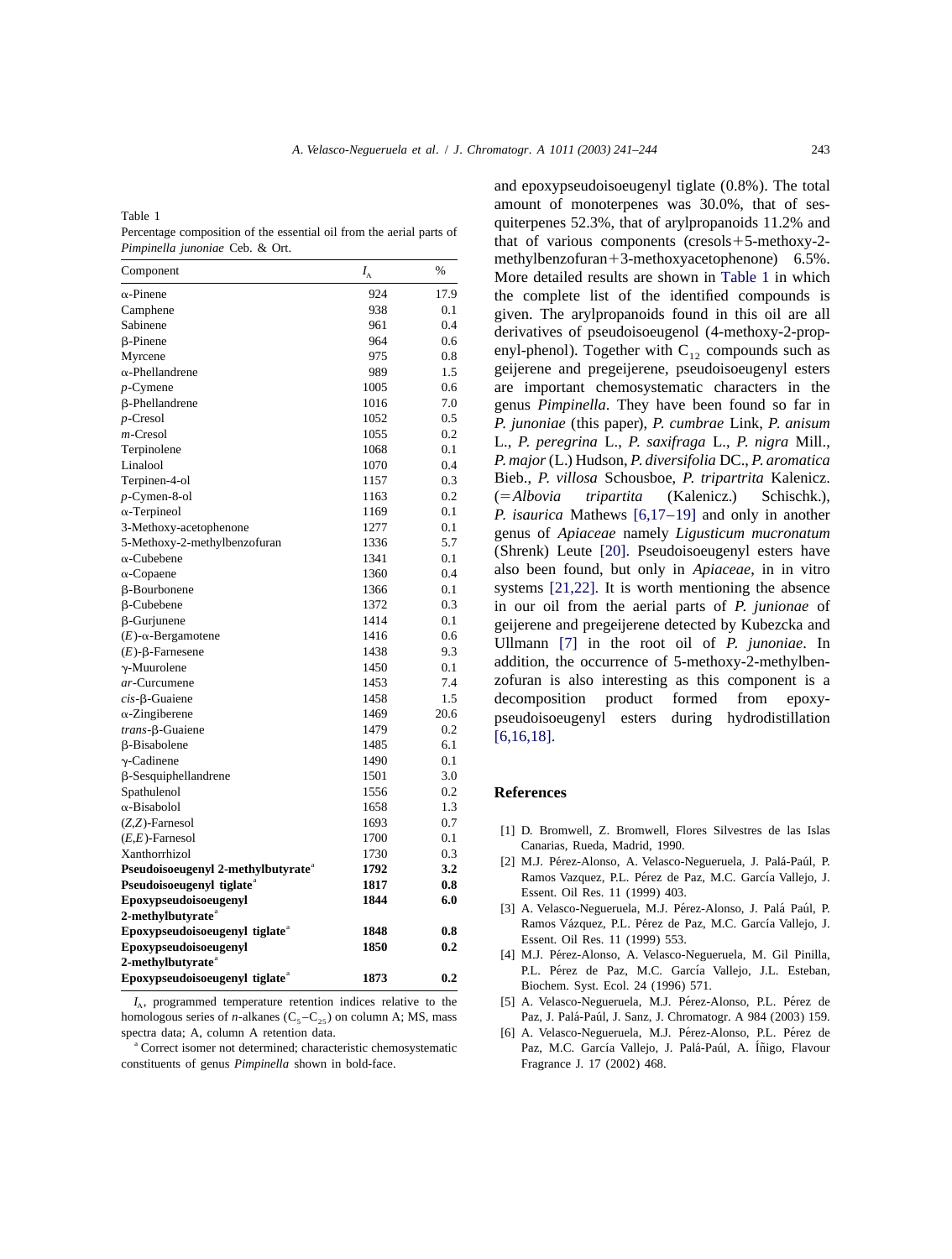Table 1
Percentage composition of the essential oil from the aerial parts of *Pimpinella junoniae* Ceb. & Ort.

| Component | $I_A$ | % |
|---|---|---|
| α-Pinene | 924 | 17.9 |
| Camphene | 938 | 0.1 |
| Sabinene | 961 | 0.4 |
| β-Pinene | 964 | 0.6 |
| Myrcene | 975 | 0.8 |
| α-Phellandrene | 989 | 1.5 |
| *p*-Cymene | 1005 | 0.6 |
| β-Phellandrene | 1016 | 7.0 |
| *p*-Cresol | 1052 | 0.5 |
| *m*-Cresol | 1055 | 0.2 |
| Terpinolene | 1068 | 0.1 |
| Linalool | 1070 | 0.4 |
| Terpinen-4-ol | 1157 | 0.3 |
| *p*-Cymen-8-ol | 1163 | 0.2 |
| α-Terpineol | 1169 | 0.1 |
| 3-Methoxy-acetophenone | 1277 | 0.1 |
| 5-Methoxy-2-methylbenzofuran | 1336 | 5.7 |
| α-Cubebene | 1341 | 0.1 |
| α-Copaene | 1360 | 0.4 |
| β-Bourbonene | 1366 | 0.1 |
| β-Cubebene | 1372 | 0.3 |
| β-Gurjunene | 1414 | 0.1 |
| (*E*)-α-Bergamotene | 1416 | 0.6 |
| (*E*)-β-Farnesene | 1438 | 9.3 |
| γ-Muurolene | 1450 | 0.1 |
| *ar*-Curcumene | 1453 | 7.4 |
| *cis*-β-Guaiene | 1458 | 1.5 |
| α-Zingiberene | 1469 | 20.6 |
| *trans*-β-Guaiene | 1479 | 0.2 |
| β-Bisabolene | 1485 | 6.1 |
| γ-Cadinene | 1490 | 0.1 |
| β-Sesquiphellandrene | 1501 | 3.0 |
| Spathulenol | 1556 | 0.2 |
| α-Bisabolol | 1658 | 1.3 |
| (*Z*,*Z*)-Farnesol | 1693 | 0.7 |
| (*E*,*E*)-Farnesol | 1700 | 0.1 |
| Xanthorrhizol | 1730 | 0.3 |
| **Pseudoisoeugenyl 2-methylbutyrate**[a] | **1792** | **3.2** |
| **Pseudoisoeugenyl tiglate**[a] | **1817** | **0.8** |
| **Epoxypseudoisoeugenyl 2-methylbutyrate**[a] | **1844** | **6.0** |
| **Epoxypseudoisoeugenyl tiglate**[a] | **1848** | **0.8** |
| **Epoxypseudoisoeugenyl 2-methylbutyrate**[a] | **1850** | **0.2** |
| **Epoxypseudoisoeugenyl tiglate**[a] | **1873** | **0.2** |

$I_A$, programmed temperature retention indices relative to the homologous series of *n*-alkanes ($C_5$–$C_{25}$) on column A; MS, mass spectra data; A, column A retention data.

[a] Correct isomer not determined; characteristic chemosystematic constituents of genus *Pimpinella* shown in bold-face.

and epoxypseudoisoeugenyl tiglate (0.8%). The total amount of monoterpenes was 30.0%, that of sesquiterpenes 52.3%, that of arylpropanoids 11.2% and that of various components (cresols+5-methoxy-2-methylbenzofuran+3-methoxyacetophenone) 6.5%. More detailed results are shown in Table 1 in which the complete list of the identified compounds is given. The arylpropanoids found in this oil are all derivatives of pseudoisoeugenol (4-methoxy-2-propenyl-phenol). Together with $C_{12}$ compounds such as geijerene and pregeijerene, pseudoisoeugenyl esters are important chemosystematic characters in the genus *Pimpinella*. They have been found so far in *P. junoniae* (this paper), *P. cumbrae* Link, *P. anisum* L., *P. peregrina* L., *P. saxifraga* L., *P. nigra* Mill., *P. major* (L.) Hudson, *P. diversifolia* DC., *P. aromatica* Bieb., *P. villosa* Schousboe, *P. tripartrita* Kalenicz. (=*Albovia tripartita* (Kalenicz.) Schischk.), *P. isaurica* Mathews [6,17–19] and only in another genus of *Apiaceae* namely *Ligusticum mucronatum* (Shrenk) Leute [20]. Pseudoisoeugenyl esters have also been found, but only in *Apiaceae*, in in vitro systems [21,22]. It is worth mentioning the absence in our oil from the aerial parts of *P. junionae* of geijerene and pregeijerene detected by Kubezcka and Ullmann [7] in the root oil of *P. junoniae*. In addition, the occurrence of 5-methoxy-2-methylbenzofuran is also interesting as this component is a decomposition product formed from epoxypseudoisoeugenyl esters during hydrodistillation [6,16,18].

## References

[1] D. Bromwell, Z. Bromwell, Flores Silvestres de las Islas Canarias, Rueda, Madrid, 1990.

[2] M.J. Pérez-Alonso, A. Velasco-Negueruela, J. Palá-Paúl, P. Ramos Vazquez, P.L. Pérez de Paz, M.C. García Vallejo, J. Essent. Oil Res. 11 (1999) 403.

[3] A. Velasco-Negueruela, M.J. Pérez-Alonso, J. Palá Paúl, P. Ramos Vázquez, P.L. Pérez de Paz, M.C. García Vallejo, J. Essent. Oil Res. 11 (1999) 553.

[4] M.J. Pérez-Alonso, A. Velasco-Negueruela, M. Gil Pinilla, P.L. Pérez de Paz, M.C. García Vallejo, J.L. Esteban, Biochem. Syst. Ecol. 24 (1996) 571.

[5] A. Velasco-Negueruela, M.J. Pérez-Alonso, P.L. Pérez de Paz, J. Palá-Paúl, J. Sanz, J. Chromatogr. A 984 (2003) 159.

[6] A. Velasco-Negueruela, M.J. Pérez-Alonso, P.L. Pérez de Paz, M.C. García Vallejo, J. Palá-Paúl, A. Íñigo, Flavour Fragrance J. 17 (2002) 468.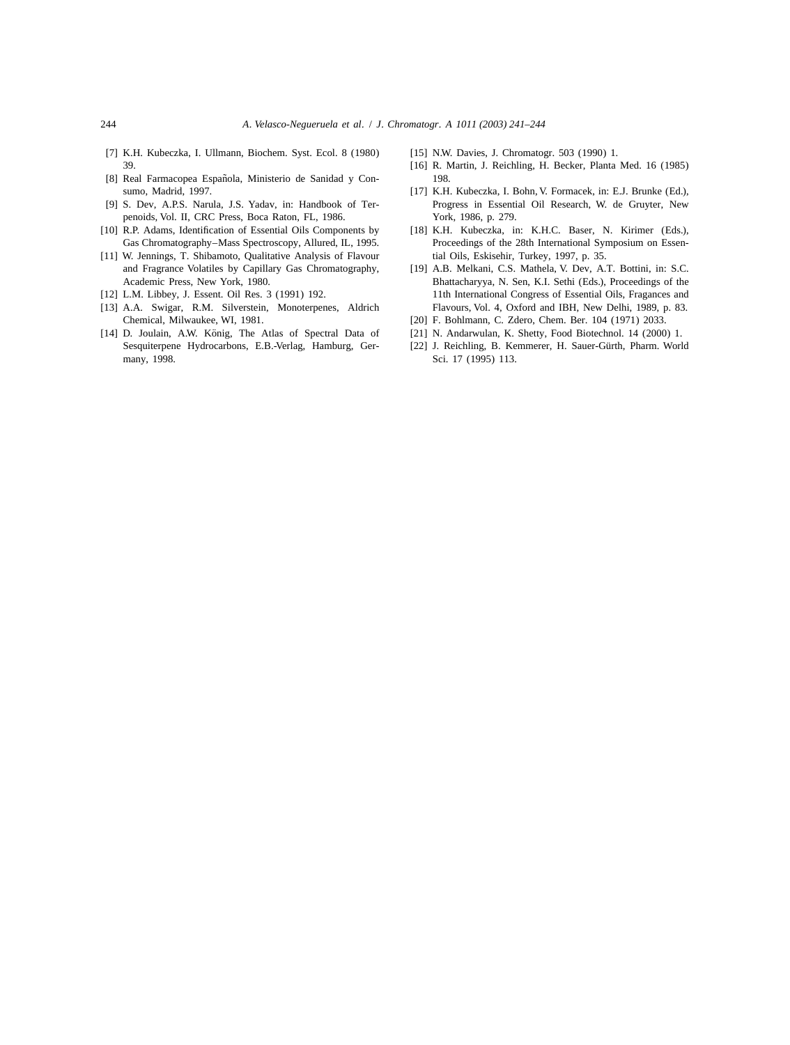[7] K.H. Kubeczka, I. Ullmann, Biochem. Syst. Ecol. 8 (1980) 39.

[8] Real Farmacopea Española, Ministerio de Sanidad y Consumo, Madrid, 1997.

[9] S. Dev, A.P.S. Narula, J.S. Yadav, in: Handbook of Terpenoids, Vol. II, CRC Press, Boca Raton, FL, 1986.

[10] R.P. Adams, Identification of Essential Oils Components by Gas Chromatography–Mass Spectroscopy, Allured, IL, 1995.

[11] W. Jennings, T. Shibamoto, Qualitative Analysis of Flavour and Fragrance Volatiles by Capillary Gas Chromatography, Academic Press, New York, 1980.

[12] L.M. Libbey, J. Essent. Oil Res. 3 (1991) 192.

[13] A.A. Swigar, R.M. Silverstein, Monoterpenes, Aldrich Chemical, Milwaukee, WI, 1981.

[14] D. Joulain, A.W. König, The Atlas of Spectral Data of Sesquiterpene Hydrocarbons, E.B.-Verlag, Hamburg, Germany, 1998.

[15] N.W. Davies, J. Chromatogr. 503 (1990) 1.

[16] R. Martin, J. Reichling, H. Becker, Planta Med. 16 (1985) 198.

[17] K.H. Kubeczka, I. Bohn, V. Formacek, in: E.J. Brunke (Ed.), Progress in Essential Oil Research, W. de Gruyter, New York, 1986, p. 279.

[18] K.H. Kubeczka, in: K.H.C. Baser, N. Kirimer (Eds.), Proceedings of the 28th International Symposium on Essential Oils, Eskisehir, Turkey, 1997, p. 35.

[19] A.B. Melkani, C.S. Mathela, V. Dev, A.T. Bottini, in: S.C. Bhattacharyya, N. Sen, K.I. Sethi (Eds.), Proceedings of the 11th International Congress of Essential Oils, Fragances and Flavours, Vol. 4, Oxford and IBH, New Delhi, 1989, p. 83.

[20] F. Bohlmann, C. Zdero, Chem. Ber. 104 (1971) 2033.

[21] N. Andarwulan, K. Shetty, Food Biotechnol. 14 (2000) 1.

[22] J. Reichling, B. Kemmerer, H. Sauer-Gürth, Pharm. World Sci. 17 (1995) 113.